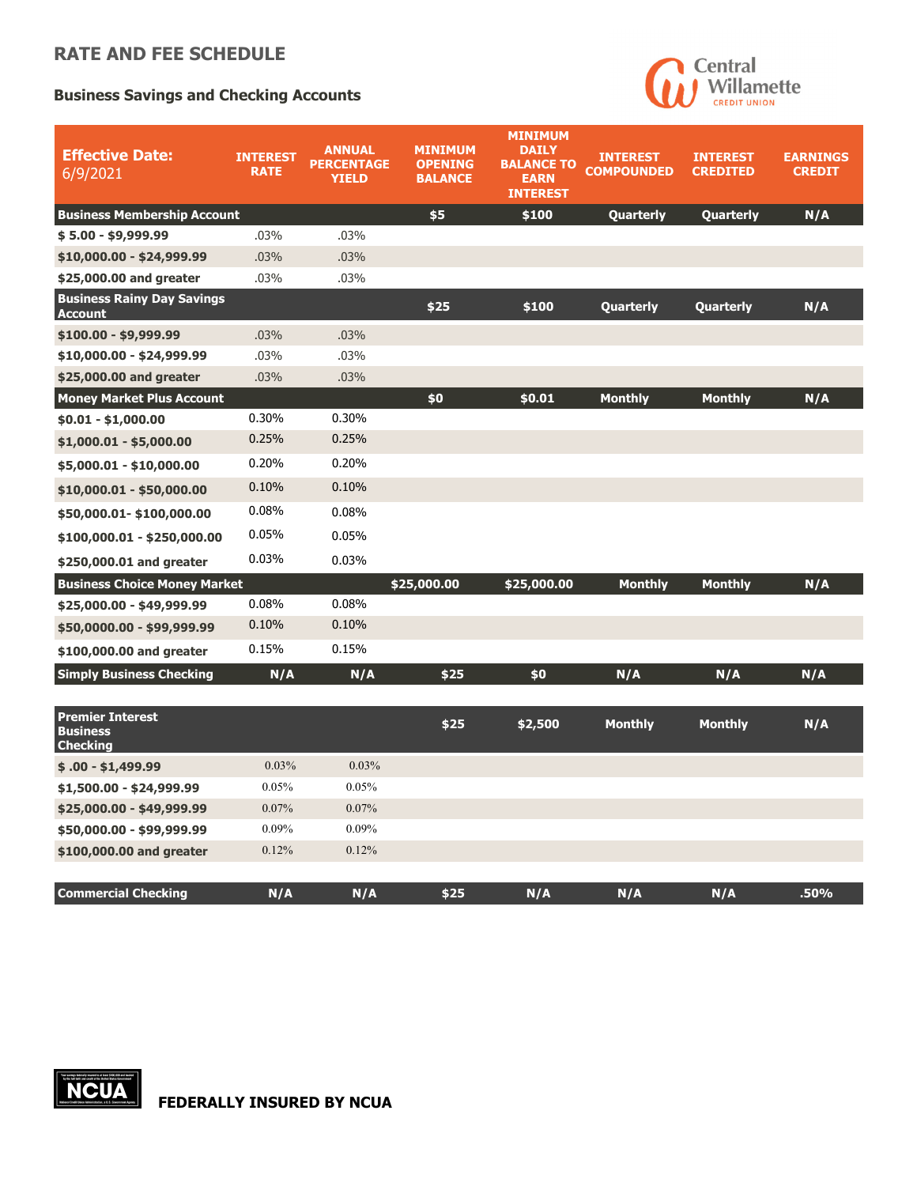# RATE AND FEE SCHEDULE

## Business Savings and Checking Accounts

Central Willamette CREDIT UNION

| **Effective Date:** 6/9/2021 | INTEREST RATE | ANNUAL PERCENTAGE YIELD | MINIMUM OPENING BALANCE | MINIMUM DAILY BALANCE TO EARN INTEREST | INTEREST COMPOUNDED | INTEREST CREDITED | EARNINGS CREDIT |
|---|---|---|---|---|---|---|---|
| **Business Membership Account** | | | $5 | $100 | Quarterly | Quarterly | N/A |
| $ 5.00 - $9,999.99 | .03% | .03% | | | | | |
| $10,000.00 - $24,999.99 | .03% | .03% | | | | | |
| $25,000.00 and greater | .03% | .03% | | | | | |
| **Business Rainy Day Savings Account** | | | $25 | $100 | Quarterly | Quarterly | N/A |
| $100.00 - $9,999.99 | .03% | .03% | | | | | |
| $10,000.00 - $24,999.99 | .03% | .03% | | | | | |
| $25,000.00 and greater | .03% | .03% | | | | | |
| **Money Market Plus Account** | | | $0 | $0.01 | Monthly | Monthly | N/A |
| $0.01 - $1,000.00 | 0.30% | 0.30% | | | | | |
| $1,000.01 - $5,000.00 | 0.25% | 0.25% | | | | | |
| $5,000.01 - $10,000.00 | 0.20% | 0.20% | | | | | |
| $10,000.01 - $50,000.00 | 0.10% | 0.10% | | | | | |
| $50,000.01- $100,000.00 | 0.08% | 0.08% | | | | | |
| $100,000.01 - $250,000.00 | 0.05% | 0.05% | | | | | |
| $250,000.01 and greater | 0.03% | 0.03% | | | | | |
| **Business Choice Money Market** | | | $25,000.00 | $25,000.00 | Monthly | Monthly | N/A |
| $25,000.00 - $49,999.99 | 0.08% | 0.08% | | | | | |
| $50,0000.00 - $99,999.99 | 0.10% | 0.10% | | | | | |
| $100,000.00 and greater | 0.15% | 0.15% | | | | | |
| **Simply Business Checking** | N/A | N/A | $25 | $0 | N/A | N/A | N/A |
| **Premier Interest Business Checking** | | | $25 | $2,500 | Monthly | Monthly | N/A |
| $ .00 - $1,499.99 | 0.03% | 0.03% | | | | | |
| $1,500.00 - $24,999.99 | 0.05% | 0.05% | | | | | |
| $25,000.00 - $49,999.99 | 0.07% | 0.07% | | | | | |
| $50,000.00 - $99,999.99 | 0.09% | 0.09% | | | | | |
| $100,000.00 and greater | 0.12% | 0.12% | | | | | |
| **Commercial Checking** | N/A | N/A | $25 | N/A | N/A | N/A | .50% |

**FEDERALLY INSURED BY NCUA**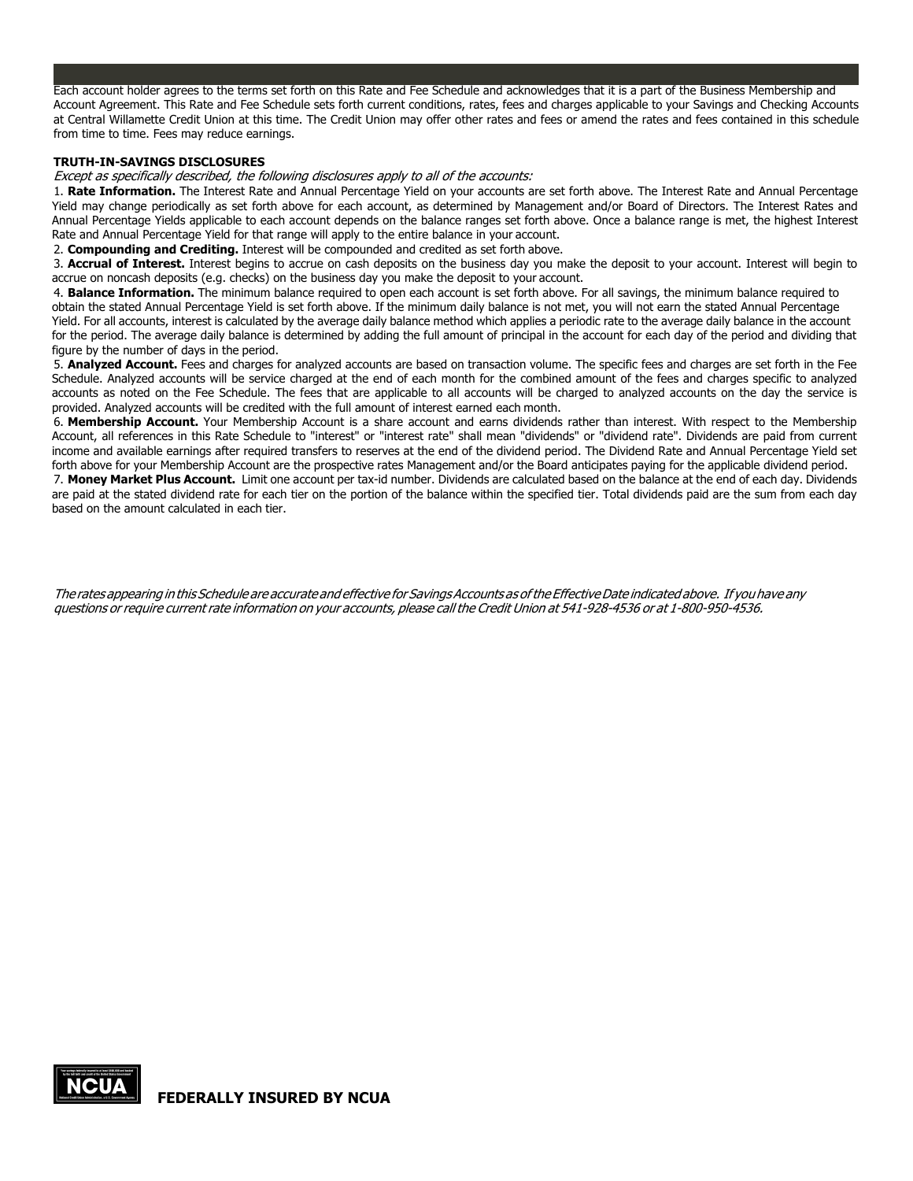Each account holder agrees to the terms set forth on this Rate and Fee Schedule and acknowledges that it is a part of the Business Membership and Account Agreement. This Rate and Fee Schedule sets forth current conditions, rates, fees and charges applicable to your Savings and Checking Accounts at Central Willamette Credit Union at this time. The Credit Union may offer other rates and fees or amend the rates and fees contained in this schedule from time to time. Fees may reduce earnings.

**TRUTH-IN-SAVINGS DISCLOSURES**

*Except as specifically described, the following disclosures apply to all of the accounts:*

1. **Rate Information.** The Interest Rate and Annual Percentage Yield on your accounts are set forth above. The Interest Rate and Annual Percentage Yield may change periodically as set forth above for each account, as determined by Management and/or Board of Directors. The Interest Rates and Annual Percentage Yields applicable to each account depends on the balance ranges set forth above. Once a balance range is met, the highest Interest Rate and Annual Percentage Yield for that range will apply to the entire balance in your account.
2. **Compounding and Crediting.** Interest will be compounded and credited as set forth above.
3. **Accrual of Interest.** Interest begins to accrue on cash deposits on the business day you make the deposit to your account. Interest will begin to accrue on noncash deposits (e.g. checks) on the business day you make the deposit to your account.
4. **Balance Information.** The minimum balance required to open each account is set forth above. For all savings, the minimum balance required to obtain the stated Annual Percentage Yield is set forth above. If the minimum daily balance is not met, you will not earn the stated Annual Percentage Yield. For all accounts, interest is calculated by the average daily balance method which applies a periodic rate to the average daily balance in the account for the period. The average daily balance is determined by adding the full amount of principal in the account for each day of the period and dividing that figure by the number of days in the period.
5. **Analyzed Account.** Fees and charges for analyzed accounts are based on transaction volume. The specific fees and charges are set forth in the Fee Schedule. Analyzed accounts will be service charged at the end of each month for the combined amount of the fees and charges specific to analyzed accounts as noted on the Fee Schedule. The fees that are applicable to all accounts will be charged to analyzed accounts on the day the service is provided. Analyzed accounts will be credited with the full amount of interest earned each month.
6. **Membership Account.** Your Membership Account is a share account and earns dividends rather than interest. With respect to the Membership Account, all references in this Rate Schedule to "interest" or "interest rate" shall mean "dividends" or "dividend rate". Dividends are paid from current income and available earnings after required transfers to reserves at the end of the dividend period. The Dividend Rate and Annual Percentage Yield set forth above for your Membership Account are the prospective rates Management and/or the Board anticipates paying for the applicable dividend period.
7. **Money Market Plus Account.** Limit one account per tax-id number. Dividends are calculated based on the balance at the end of each day. Dividends are paid at the stated dividend rate for each tier on the portion of the balance within the specified tier. Total dividends paid are the sum from each day based on the amount calculated in each tier.

*The rates appearing in this Schedule are accurate and effective for Savings Accounts as of the Effective Date indicated above. If you have any questions or require current rate information on your accounts, please call the Credit Union at 541-928-4536 or at 1-800-950-4536.*

**FEDERALLY INSURED BY NCUA**